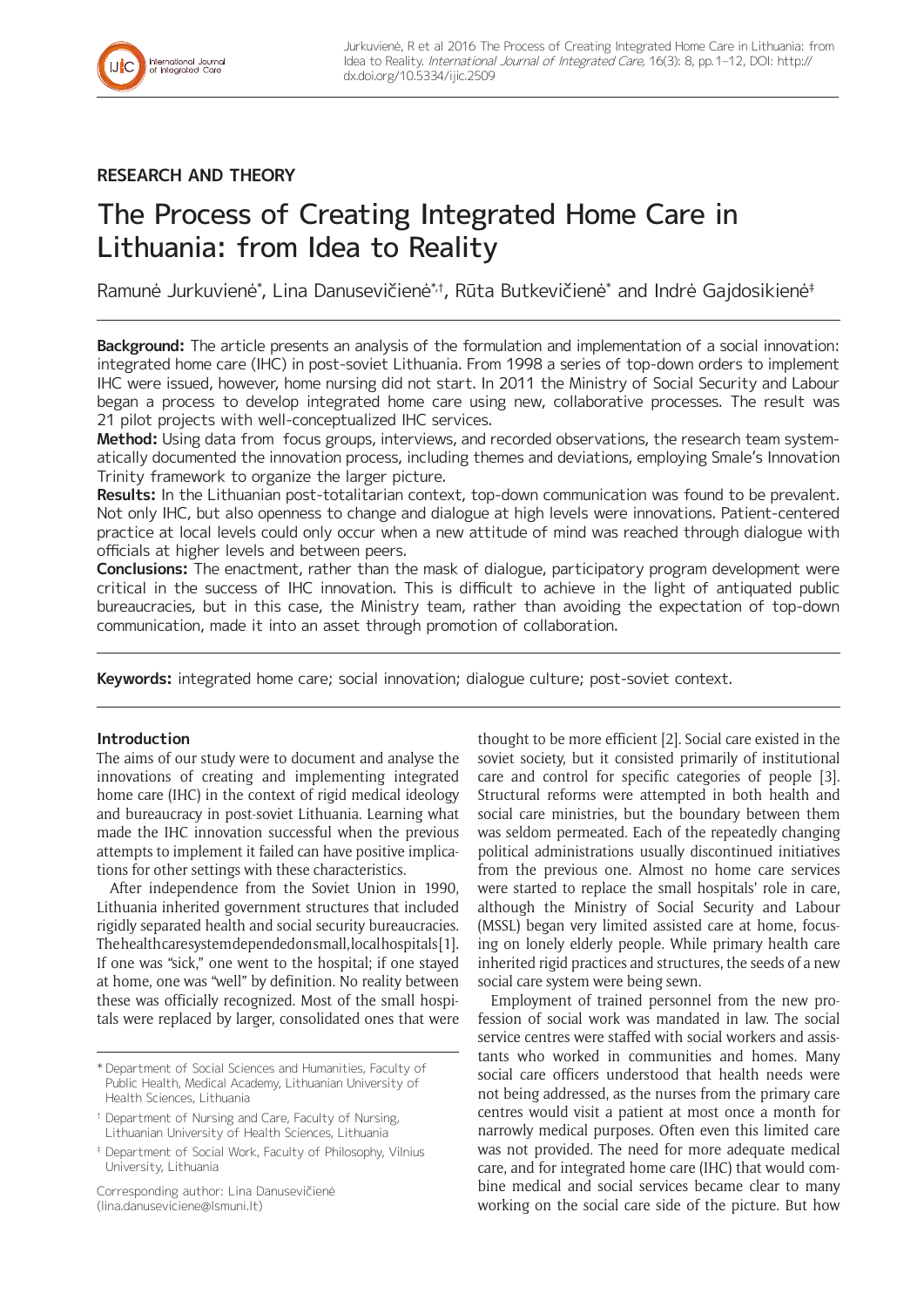RESEARCH AND THEORY

# The Process of Creating Integrated Home Care in Lithuania: from Idea to Reality

Ramunė Jurkuvienė[*], Lina Danusevičienė[*,†], Rūta Butkevičienė[*] and Indrė Gajdosikienė[‡]

**Background:** The article presents an analysis of the formulation and implementation of a social innovation: integrated home care (IHC) in post-soviet Lithuania. From 1998 a series of top-down orders to implement IHC were issued, however, home nursing did not start. In 2011 the Ministry of Social Security and Labour began a process to develop integrated home care using new, collaborative processes. The result was 21 pilot projects with well-conceptualized IHC services.

**Method:** Using data from focus groups, interviews, and recorded observations, the research team systematically documented the innovation process, including themes and deviations, employing Smale's Innovation Trinity framework to organize the larger picture.

**Results:** In the Lithuanian post-totalitarian context, top-down communication was found to be prevalent. Not only IHC, but also openness to change and dialogue at high levels were innovations. Patient-centered practice at local levels could only occur when a new attitude of mind was reached through dialogue with officials at higher levels and between peers.

**Conclusions:** The enactment, rather than the mask of dialogue, participatory program development were critical in the success of IHC innovation. This is difficult to achieve in the light of antiquated public bureaucracies, but in this case, the Ministry team, rather than avoiding the expectation of top-down communication, made it into an asset through promotion of collaboration.

**Keywords:** integrated home care; social innovation; dialogue culture; post-soviet context.

## Introduction

The aims of our study were to document and analyse the innovations of creating and implementing integrated home care (IHC) in the context of rigid medical ideology and bureaucracy in post-soviet Lithuania. Learning what made the IHC innovation successful when the previous attempts to implement it failed can have positive implications for other settings with these characteristics.

After independence from the Soviet Union in 1990, Lithuania inherited government structures that included rigidly separated health and social security bureaucracies. The health care system depended on small, local hospitals [1]. If one was "sick," one went to the hospital; if one stayed at home, one was "well" by definition. No reality between these was officially recognized. Most of the small hospitals were replaced by larger, consolidated ones that were thought to be more efficient [2]. Social care existed in the soviet society, but it consisted primarily of institutional care and control for specific categories of people [3]. Structural reforms were attempted in both health and social care ministries, but the boundary between them was seldom permeated. Each of the repeatedly changing political administrations usually discontinued initiatives from the previous one. Almost no home care services were started to replace the small hospitals' role in care, although the Ministry of Social Security and Labour (MSSL) began very limited assisted care at home, focusing on lonely elderly people. While primary health care inherited rigid practices and structures, the seeds of a new social care system were being sewn.

Employment of trained personnel from the new profession of social work was mandated in law. The social service centres were staffed with social workers and assistants who worked in communities and homes. Many social care officers understood that health needs were not being addressed, as the nurses from the primary care centres would visit a patient at most once a month for narrowly medical purposes. Often even this limited care was not provided. The need for more adequate medical care, and for integrated home care (IHC) that would combine medical and social services became clear to many working on the social care side of the picture. But how

[*] Department of Social Sciences and Humanities, Faculty of Public Health, Medical Academy, Lithuanian University of Health Sciences, Lithuania

[†] Department of Nursing and Care, Faculty of Nursing, Lithuanian University of Health Sciences, Lithuania

[‡] Department of Social Work, Faculty of Philosophy, Vilnius University, Lithuania

Corresponding author: Lina Danusevičienė (lina.danuseviciene@lsmuni.lt)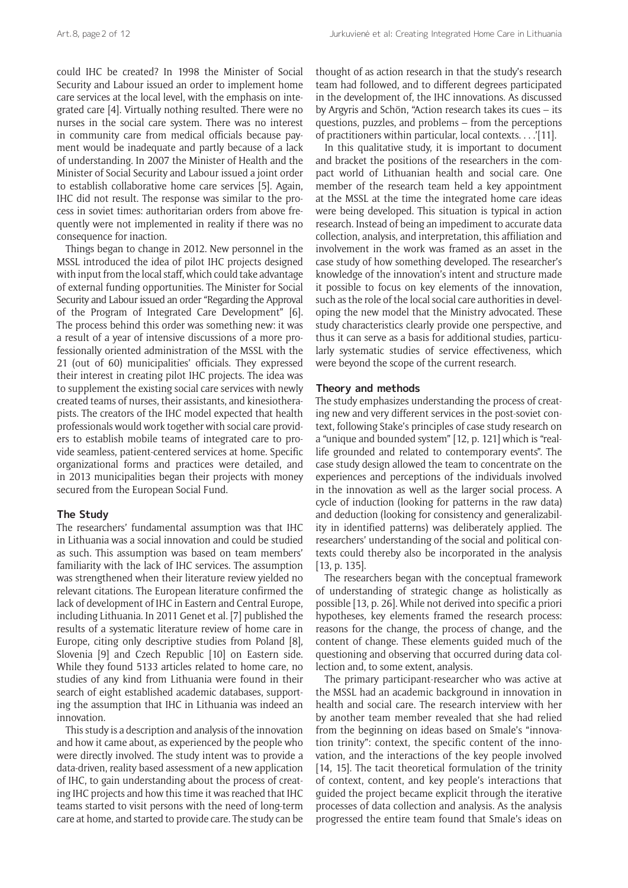could IHC be created? In 1998 the Minister of Social Security and Labour issued an order to implement home care services at the local level, with the emphasis on integrated care [4]. Virtually nothing resulted. There were no nurses in the social care system. There was no interest in community care from medical officials because payment would be inadequate and partly because of a lack of understanding. In 2007 the Minister of Health and the Minister of Social Security and Labour issued a joint order to establish collaborative home care services [5]. Again, IHC did not result. The response was similar to the process in soviet times: authoritarian orders from above frequently were not implemented in reality if there was no consequence for inaction.

Things began to change in 2012. New personnel in the MSSL introduced the idea of pilot IHC projects designed with input from the local staff, which could take advantage of external funding opportunities. The Minister for Social Security and Labour issued an order "Regarding the Approval of the Program of Integrated Care Development" [6]. The process behind this order was something new: it was a result of a year of intensive discussions of a more professionally oriented administration of the MSSL with the 21 (out of 60) municipalities' officials. They expressed their interest in creating pilot IHC projects. The idea was to supplement the existing social care services with newly created teams of nurses, their assistants, and kinesiotherapists. The creators of the IHC model expected that health professionals would work together with social care providers to establish mobile teams of integrated care to provide seamless, patient-centered services at home. Specific organizational forms and practices were detailed, and in 2013 municipalities began their projects with money secured from the European Social Fund.

## The Study

The researchers' fundamental assumption was that IHC in Lithuania was a social innovation and could be studied as such. This assumption was based on team members' familiarity with the lack of IHC services. The assumption was strengthened when their literature review yielded no relevant citations. The European literature confirmed the lack of development of IHC in Eastern and Central Europe, including Lithuania. In 2011 Genet et al. [7] published the results of a systematic literature review of home care in Europe, citing only descriptive studies from Poland [8], Slovenia [9] and Czech Republic [10] on Eastern side. While they found 5133 articles related to home care, no studies of any kind from Lithuania were found in their search of eight established academic databases, supporting the assumption that IHC in Lithuania was indeed an innovation.

This study is a description and analysis of the innovation and how it came about, as experienced by the people who were directly involved. The study intent was to provide a data-driven, reality based assessment of a new application of IHC, to gain understanding about the process of creating IHC projects and how this time it was reached that IHC teams started to visit persons with the need of long-term care at home, and started to provide care. The study can be thought of as action research in that the study's research team had followed, and to different degrees participated in the development of, the IHC innovations. As discussed by Argyris and Schön, "Action research takes its cues – its questions, puzzles, and problems – from the perceptions of practitioners within particular, local contexts. . . .'[11].

In this qualitative study, it is important to document and bracket the positions of the researchers in the compact world of Lithuanian health and social care. One member of the research team held a key appointment at the MSSL at the time the integrated home care ideas were being developed. This situation is typical in action research. Instead of being an impediment to accurate data collection, analysis, and interpretation, this affiliation and involvement in the work was framed as an asset in the case study of how something developed. The researcher's knowledge of the innovation's intent and structure made it possible to focus on key elements of the innovation, such as the role of the local social care authorities in developing the new model that the Ministry advocated. These study characteristics clearly provide one perspective, and thus it can serve as a basis for additional studies, particularly systematic studies of service effectiveness, which were beyond the scope of the current research.

### Theory and methods

The study emphasizes understanding the process of creating new and very different services in the post-soviet context, following Stake's principles of case study research on a "unique and bounded system" [12, p. 121] which is "real-life grounded and related to contemporary events". The case study design allowed the team to concentrate on the experiences and perceptions of the individuals involved in the innovation as well as the larger social process. A cycle of induction (looking for patterns in the raw data) and deduction (looking for consistency and generalizability in identified patterns) was deliberately applied. The researchers' understanding of the social and political contexts could thereby also be incorporated in the analysis [13, p. 135].

The researchers began with the conceptual framework of understanding of strategic change as holistically as possible [13, p. 26]. While not derived into specific a priori hypotheses, key elements framed the research process: reasons for the change, the process of change, and the content of change. These elements guided much of the questioning and observing that occurred during data collection and, to some extent, analysis.

The primary participant-researcher who was active at the MSSL had an academic background in innovation in health and social care. The research interview with her by another team member revealed that she had relied from the beginning on ideas based on Smale's "innovation trinity": context, the specific content of the innovation, and the interactions of the key people involved [14, 15]. The tacit theoretical formulation of the trinity of context, content, and key people's interactions that guided the project became explicit through the iterative processes of data collection and analysis. As the analysis progressed the entire team found that Smale's ideas on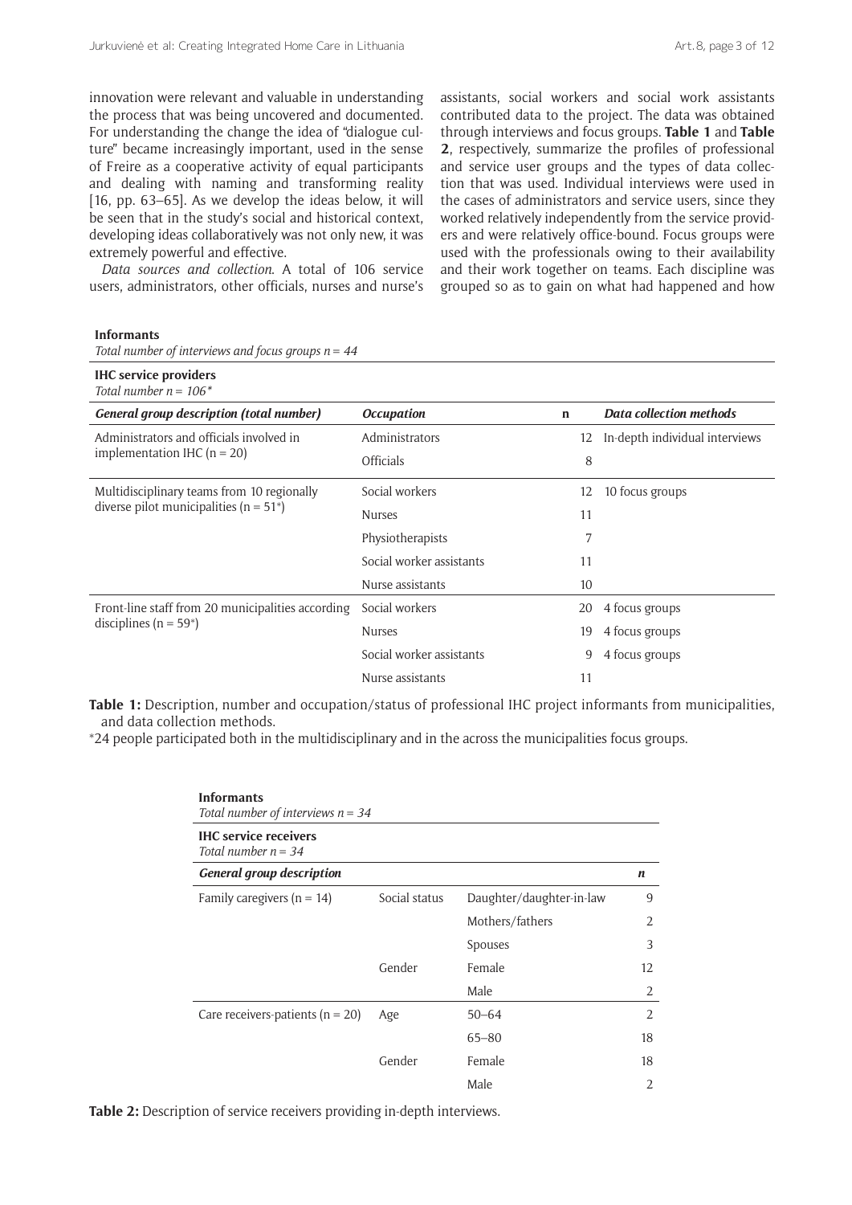innovation were relevant and valuable in understanding the process that was being uncovered and documented. For understanding the change the idea of "dialogue culture" became increasingly important, used in the sense of Freire as a cooperative activity of equal participants and dealing with naming and transforming reality [16, pp. 63–65]. As we develop the ideas below, it will be seen that in the study's social and historical context, developing ideas collaboratively was not only new, it was extremely powerful and effective.

*Data sources and collection.* A total of 106 service users, administrators, other officials, nurses and nurse's assistants, social workers and social work assistants contributed data to the project. The data was obtained through interviews and focus groups. **Table 1** and **Table 2**, respectively, summarize the profiles of professional and service user groups and the types of data collection that was used. Individual interviews were used in the cases of administrators and service users, since they worked relatively independently from the service providers and were relatively office-bound. Focus groups were used with the professionals owing to their availability and their work together on teams. Each discipline was grouped so as to gain on what had happened and how

**Informants**
*Total number of interviews and focus groups n = 44*

**IHC service providers**
*Total number n = 106\**

| *General group description (total number)* | *Occupation* | n | *Data collection methods* |
|---|---|---|---|
| Administrators and officials involved in implementation IHC (n = 20) | Administrators | 12 | In-depth individual interviews |
| | Officials | 8 | |
| Multidisciplinary teams from 10 regionally diverse pilot municipalities (n = 51\*) | Social workers | 12 | 10 focus groups |
| | Nurses | 11 | |
| | Physiotherapists | 7 | |
| | Social worker assistants | 11 | |
| | Nurse assistants | 10 | |
| Front-line staff from 20 municipalities according disciplines (n = 59\*) | Social workers | 20 | 4 focus groups |
| | Nurses | 19 | 4 focus groups |
| | Social worker assistants | 9 | 4 focus groups |
| | Nurse assistants | 11 | |

**Table 1:** Description, number and occupation/status of professional IHC project informants from municipalities, and data collection methods.

\*24 people participated both in the multidisciplinary and in the across the municipalities focus groups.

**Informants**
*Total number of interviews n = 34*

**IHC service receivers**
*Total number n = 34*

| *General group description* | | | *n* |
|---|---|---|---|
| Family caregivers (n = 14) | Social status | Daughter/daughter-in-law | 9 |
| | | Mothers/fathers | 2 |
| | | Spouses | 3 |
| | Gender | Female | 12 |
| | | Male | 2 |
| Care receivers-patients (n = 20) | Age | 50–64 | 2 |
| | | 65–80 | 18 |
| | Gender | Female | 18 |
| | | Male | 2 |

**Table 2:** Description of service receivers providing in-depth interviews.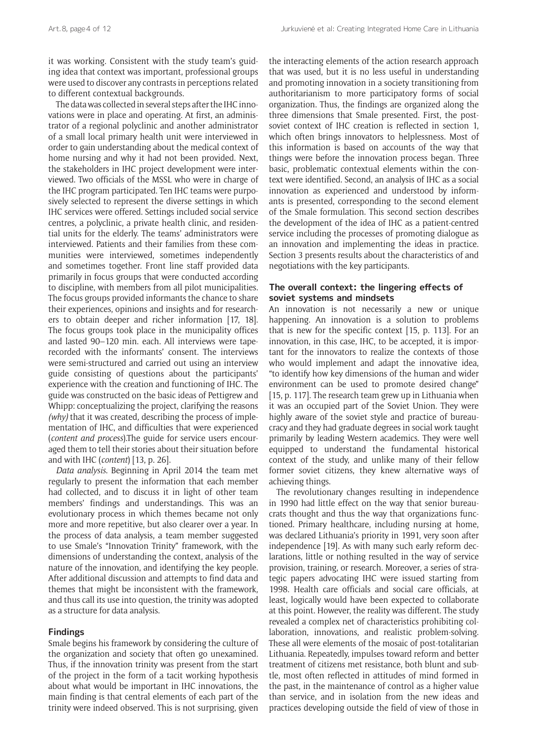it was working. Consistent with the study team's guiding idea that context was important, professional groups were used to discover any contrasts in perceptions related to different contextual backgrounds.

The data was collected in several steps after the IHC innovations were in place and operating. At first, an administrator of a regional polyclinic and another administrator of a small local primary health unit were interviewed in order to gain understanding about the medical context of home nursing and why it had not been provided. Next, the stakeholders in IHC project development were interviewed. Two officials of the MSSL who were in charge of the IHC program participated. Ten IHC teams were purposively selected to represent the diverse settings in which IHC services were offered. Settings included social service centres, a polyclinic, a private health clinic, and residential units for the elderly. The teams' administrators were interviewed. Patients and their families from these communities were interviewed, sometimes independently and sometimes together. Front line staff provided data primarily in focus groups that were conducted according to discipline, with members from all pilot municipalities. The focus groups provided informants the chance to share their experiences, opinions and insights and for researchers to obtain deeper and richer information [17, 18]. The focus groups took place in the municipality offices and lasted 90–120 min. each. All interviews were tape-recorded with the informants' consent. The interviews were semi-structured and carried out using an interview guide consisting of questions about the participants' experience with the creation and functioning of IHC. The guide was constructed on the basic ideas of Pettigrew and Whipp: conceptualizing the project, clarifying the reasons *(why)* that it was created, describing the process of implementation of IHC, and difficulties that were experienced (*content and process*).The guide for service users encouraged them to tell their stories about their situation before and with IHC (*content*) [13, p. 26].

*Data analysis.* Beginning in April 2014 the team met regularly to present the information that each member had collected, and to discuss it in light of other team members' findings and understandings. This was an evolutionary process in which themes became not only more and more repetitive, but also clearer over a year. In the process of data analysis, a team member suggested to use Smale's "Innovation Trinity" framework, with the dimensions of understanding the context, analysis of the nature of the innovation, and identifying the key people. After additional discussion and attempts to find data and themes that might be inconsistent with the framework, and thus call its use into question, the trinity was adopted as a structure for data analysis.

## Findings

Smale begins his framework by considering the culture of the organization and society that often go unexamined. Thus, if the innovation trinity was present from the start of the project in the form of a tacit working hypothesis about what would be important in IHC innovations, the main finding is that central elements of each part of the trinity were indeed observed. This is not surprising, given the interacting elements of the action research approach that was used, but it is no less useful in understanding and promoting innovation in a society transitioning from authoritarianism to more participatory forms of social organization. Thus, the findings are organized along the three dimensions that Smale presented. First, the post-soviet context of IHC creation is reflected in section 1, which often brings innovators to helplessness. Most of this information is based on accounts of the way that things were before the innovation process began. Three basic, problematic contextual elements within the context were identified. Second, an analysis of IHC as a social innovation as experienced and understood by informants is presented, corresponding to the second element of the Smale formulation. This second section describes the development of the idea of IHC as a patient-centred service including the processes of promoting dialogue as an innovation and implementing the ideas in practice. Section 3 presents results about the characteristics of and negotiations with the key participants.

### The overall context: the lingering effects of soviet systems and mindsets

An innovation is not necessarily a new or unique happening. An innovation is a solution to problems that is new for the specific context [15, p. 113]. For an innovation, in this case, IHC, to be accepted, it is important for the innovators to realize the contexts of those who would implement and adapt the innovative idea, "to identify how key dimensions of the human and wider environment can be used to promote desired change" [15, p. 117]. The research team grew up in Lithuania when it was an occupied part of the Soviet Union. They were highly aware of the soviet style and practice of bureaucracy and they had graduate degrees in social work taught primarily by leading Western academics. They were well equipped to understand the fundamental historical context of the study, and unlike many of their fellow former soviet citizens, they knew alternative ways of achieving things.

The revolutionary changes resulting in independence in 1990 had little effect on the way that senior bureaucrats thought and thus the way that organizations functioned. Primary healthcare, including nursing at home, was declared Lithuania's priority in 1991, very soon after independence [19]. As with many such early reform declarations, little or nothing resulted in the way of service provision, training, or research. Moreover, a series of strategic papers advocating IHC were issued starting from 1998. Health care officials and social care officials, at least, logically would have been expected to collaborate at this point. However, the reality was different. The study revealed a complex net of characteristics prohibiting collaboration, innovations, and realistic problem-solving. These all were elements of the mosaic of post-totalitarian Lithuania. Repeatedly, impulses toward reform and better treatment of citizens met resistance, both blunt and subtle, most often reflected in attitudes of mind formed in the past, in the maintenance of control as a higher value than service, and in isolation from the new ideas and practices developing outside the field of view of those in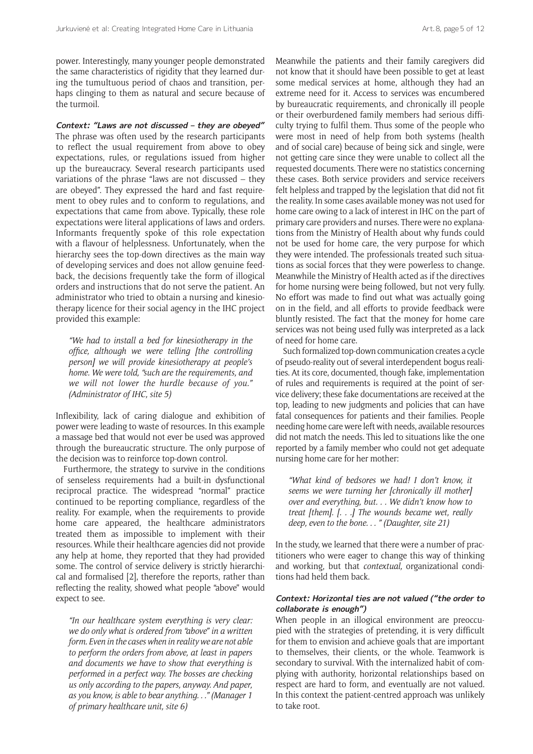power. Interestingly, many younger people demonstrated the same characteristics of rigidity that they learned during the tumultuous period of chaos and transition, perhaps clinging to them as natural and secure because of the turmoil.

### *Context: "Laws are not discussed – they are obeyed"*

The phrase was often used by the research participants to reflect the usual requirement from above to obey expectations, rules, or regulations issued from higher up the bureaucracy. Several research participants used variations of the phrase "laws are not discussed – they are obeyed". They expressed the hard and fast requirement to obey rules and to conform to regulations, and expectations that came from above. Typically, these role expectations were literal applications of laws and orders. Informants frequently spoke of this role expectation with a flavour of helplessness. Unfortunately, when the hierarchy sees the top-down directives as the main way of developing services and does not allow genuine feedback, the decisions frequently take the form of illogical orders and instructions that do not serve the patient. An administrator who tried to obtain a nursing and kinesiotherapy licence for their social agency in the IHC project provided this example:

> *"We had to install a bed for kinesiotherapy in the office, although we were telling [the controlling person] we will provide kinesiotherapy at people's home. We were told, "such are the requirements, and we will not lower the hurdle because of you." (Administrator of IHC, site 5)*

Inflexibility, lack of caring dialogue and exhibition of power were leading to waste of resources. In this example a massage bed that would not ever be used was approved through the bureaucratic structure. The only purpose of the decision was to reinforce top-down control.

Furthermore, the strategy to survive in the conditions of senseless requirements had a built-in dysfunctional reciprocal practice. The widespread "normal" practice continued to be reporting compliance, regardless of the reality. For example, when the requirements to provide home care appeared, the healthcare administrators treated them as impossible to implement with their resources. While their healthcare agencies did not provide any help at home, they reported that they had provided some. The control of service delivery is strictly hierarchical and formalised [2], therefore the reports, rather than reflecting the reality, showed what people "above" would expect to see.

> *"In our healthcare system everything is very clear: we do only what is ordered from "above" in a written form. Even in the cases when in reality we are not able to perform the orders from above, at least in papers and documents we have to show that everything is performed in a perfect way. The bosses are checking us only according to the papers, anyway. And paper, as you know, is able to bear anything. . ." (Manager 1 of primary healthcare unit, site 6)*

Meanwhile the patients and their family caregivers did not know that it should have been possible to get at least some medical services at home, although they had an extreme need for it. Access to services was encumbered by bureaucratic requirements, and chronically ill people or their overburdened family members had serious difficulty trying to fulfil them. Thus some of the people who were most in need of help from both systems (health and of social care) because of being sick and single, were not getting care since they were unable to collect all the requested documents. There were no statistics concerning these cases. Both service providers and service receivers felt helpless and trapped by the legislation that did not fit the reality. In some cases available money was not used for home care owing to a lack of interest in IHC on the part of primary care providers and nurses. There were no explanations from the Ministry of Health about why funds could not be used for home care, the very purpose for which they were intended. The professionals treated such situations as social forces that they were powerless to change. Meanwhile the Ministry of Health acted as if the directives for home nursing were being followed, but not very fully. No effort was made to find out what was actually going on in the field, and all efforts to provide feedback were bluntly resisted. The fact that the money for home care services was not being used fully was interpreted as a lack of need for home care.

Such formalized top-down communication creates a cycle of pseudo-reality out of several interdependent bogus realities. At its core, documented, though fake, implementation of rules and requirements is required at the point of service delivery; these fake documentations are received at the top, leading to new judgments and policies that can have fatal consequences for patients and their families. People needing home care were left with needs, available resources did not match the needs. This led to situations like the one reported by a family member who could not get adequate nursing home care for her mother:

> *"What kind of bedsores we had! I don't know, it seems we were turning her [chronically ill mother] over and everything, but. . . We didn't know how to treat [them]. [. . .] The wounds became wet, really deep, even to the bone. . . " (Daughter, site 21)*

In the study, we learned that there were a number of practitioners who were eager to change this way of thinking and working, but that *contextual,* organizational conditions had held them back.

### *Context: Horizontal ties are not valued ("the order to collaborate is enough")*

When people in an illogical environment are preoccupied with the strategies of pretending, it is very difficult for them to envision and achieve goals that are important to themselves, their clients, or the whole. Teamwork is secondary to survival. With the internalized habit of complying with authority, horizontal relationships based on respect are hard to form, and eventually are not valued. In this context the patient-centred approach was unlikely to take root.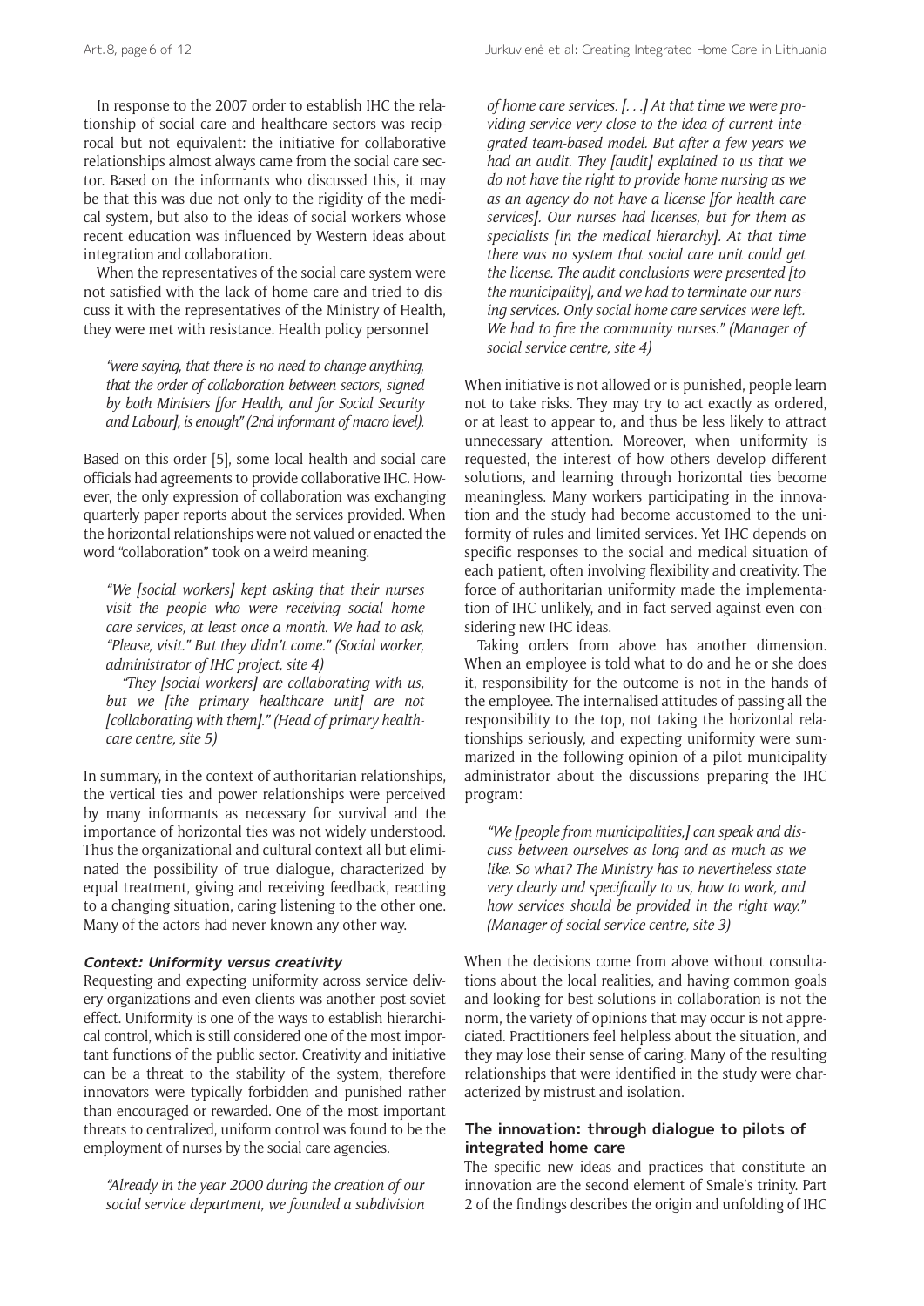In response to the 2007 order to establish IHC the relationship of social care and healthcare sectors was reciprocal but not equivalent: the initiative for collaborative relationships almost always came from the social care sector. Based on the informants who discussed this, it may be that this was due not only to the rigidity of the medical system, but also to the ideas of social workers whose recent education was influenced by Western ideas about integration and collaboration.

When the representatives of the social care system were not satisfied with the lack of home care and tried to discuss it with the representatives of the Ministry of Health, they were met with resistance. Health policy personnel

> *"were saying, that there is no need to change anything, that the order of collaboration between sectors, signed by both Ministers [for Health, and for Social Security and Labour], is enough"* (2nd informant of macro level).

Based on this order [5], some local health and social care officials had agreements to provide collaborative IHC. However, the only expression of collaboration was exchanging quarterly paper reports about the services provided. When the horizontal relationships were not valued or enacted the word "collaboration" took on a weird meaning.

> *"We [social workers] kept asking that their nurses visit the people who were receiving social home care services, at least once a month. We had to ask, "Please, visit." But they didn't come."* (Social worker, administrator of IHC project, site 4)
>
> *"They [social workers] are collaborating with us, but we [the primary healthcare unit] are not [collaborating with them]."* (Head of primary healthcare centre, site 5)

In summary, in the context of authoritarian relationships, the vertical ties and power relationships were perceived by many informants as necessary for survival and the importance of horizontal ties was not widely understood. Thus the organizational and cultural context all but eliminated the possibility of true dialogue, characterized by equal treatment, giving and receiving feedback, reacting to a changing situation, caring listening to the other one. Many of the actors had never known any other way.

#### Context: Uniformity versus creativity

Requesting and expecting uniformity across service delivery organizations and even clients was another post-soviet effect. Uniformity is one of the ways to establish hierarchical control, which is still considered one of the most important functions of the public sector. Creativity and initiative can be a threat to the stability of the system, therefore innovators were typically forbidden and punished rather than encouraged or rewarded. One of the most important threats to centralized, uniform control was found to be the employment of nurses by the social care agencies.

> *"Already in the year 2000 during the creation of our social service department, we founded a subdivision of home care services. [. . .] At that time we were providing service very close to the idea of current integrated team-based model. But after a few years we had an audit. They [audit] explained to us that we do not have the right to provide home nursing as we as an agency do not have a license [for health care services]. Our nurses had licenses, but for them as specialists [in the medical hierarchy]. At that time there was no system that social care unit could get the license. The audit conclusions were presented [to the municipality], and we had to terminate our nursing services. Only social home care services were left. We had to fire the community nurses."* (Manager of social service centre, site 4)

When initiative is not allowed or is punished, people learn not to take risks. They may try to act exactly as ordered, or at least to appear to, and thus be less likely to attract unnecessary attention. Moreover, when uniformity is requested, the interest of how others develop different solutions, and learning through horizontal ties become meaningless. Many workers participating in the innovation and the study had become accustomed to the uniformity of rules and limited services. Yet IHC depends on specific responses to the social and medical situation of each patient, often involving flexibility and creativity. The force of authoritarian uniformity made the implementation of IHC unlikely, and in fact served against even considering new IHC ideas.

Taking orders from above has another dimension. When an employee is told what to do and he or she does it, responsibility for the outcome is not in the hands of the employee. The internalised attitudes of passing all the responsibility to the top, not taking the horizontal relationships seriously, and expecting uniformity were summarized in the following opinion of a pilot municipality administrator about the discussions preparing the IHC program:

> *"We [people from municipalities,] can speak and discuss between ourselves as long and as much as we like. So what? The Ministry has to nevertheless state very clearly and specifically to us, how to work, and how services should be provided in the right way."* (Manager of social service centre, site 3)

When the decisions come from above without consultations about the local realities, and having common goals and looking for best solutions in collaboration is not the norm, the variety of opinions that may occur is not appreciated. Practitioners feel helpless about the situation, and they may lose their sense of caring. Many of the resulting relationships that were identified in the study were characterized by mistrust and isolation.

### The innovation: through dialogue to pilots of integrated home care

The specific new ideas and practices that constitute an innovation are the second element of Smale's trinity. Part 2 of the findings describes the origin and unfolding of IHC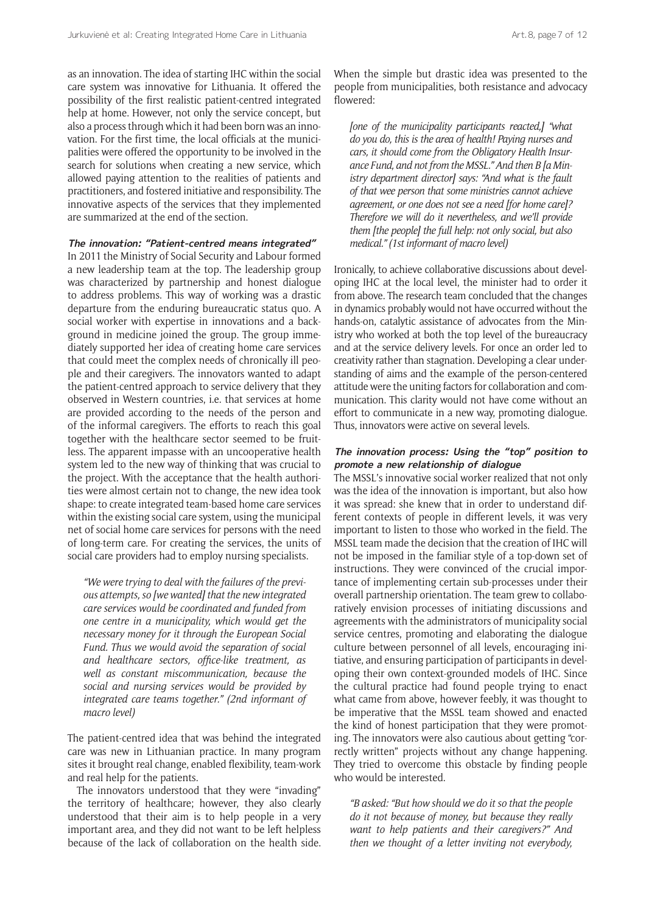as an innovation. The idea of starting IHC within the social care system was innovative for Lithuania. It offered the possibility of the first realistic patient-centred integrated help at home. However, not only the service concept, but also a process through which it had been born was an innovation. For the first time, the local officials at the municipalities were offered the opportunity to be involved in the search for solutions when creating a new service, which allowed paying attention to the realities of patients and practitioners, and fostered initiative and responsibility. The innovative aspects of the services that they implemented are summarized at the end of the section.

### The innovation: "Patient-centred means integrated"

In 2011 the Ministry of Social Security and Labour formed a new leadership team at the top. The leadership group was characterized by partnership and honest dialogue to address problems. This way of working was a drastic departure from the enduring bureaucratic status quo. A social worker with expertise in innovations and a background in medicine joined the group. The group immediately supported her idea of creating home care services that could meet the complex needs of chronically ill people and their caregivers. The innovators wanted to adapt the patient-centred approach to service delivery that they observed in Western countries, i.e. that services at home are provided according to the needs of the person and of the informal caregivers. The efforts to reach this goal together with the healthcare sector seemed to be fruitless. The apparent impasse with an uncooperative health system led to the new way of thinking that was crucial to the project. With the acceptance that the health authorities were almost certain not to change, the new idea took shape: to create integrated team-based home care services within the existing social care system, using the municipal net of social home care services for persons with the need of long-term care. For creating the services, the units of social care providers had to employ nursing specialists.

> *"We were trying to deal with the failures of the previous attempts, so [we wanted] that the new integrated care services would be coordinated and funded from one centre in a municipality, which would get the necessary money for it through the European Social Fund. Thus we would avoid the separation of social and healthcare sectors, office-like treatment, as well as constant miscommunication, because the social and nursing services would be provided by integrated care teams together." (2nd informant of macro level)*

The patient-centred idea that was behind the integrated care was new in Lithuanian practice. In many program sites it brought real change, enabled flexibility, team-work and real help for the patients.

The innovators understood that they were "invading" the territory of healthcare; however, they also clearly understood that their aim is to help people in a very important area, and they did not want to be left helpless because of the lack of collaboration on the health side. When the simple but drastic idea was presented to the people from municipalities, both resistance and advocacy flowered:

> *[one of the municipality participants reacted,] "what do you do, this is the area of health! Paying nurses and cars, it should come from the Obligatory Health Insurance Fund, and not from the MSSL." And then B [a Ministry department director] says: "And what is the fault of that wee person that some ministries cannot achieve agreement, or one does not see a need [for home care]? Therefore we will do it nevertheless, and we'll provide them [the people] the full help: not only social, but also medical." (1st informant of macro level)*

Ironically, to achieve collaborative discussions about developing IHC at the local level, the minister had to order it from above. The research team concluded that the changes in dynamics probably would not have occurred without the hands-on, catalytic assistance of advocates from the Ministry who worked at both the top level of the bureaucracy and at the service delivery levels. For once an order led to creativity rather than stagnation. Developing a clear understanding of aims and the example of the person-centered attitude were the uniting factors for collaboration and communication. This clarity would not have come without an effort to communicate in a new way, promoting dialogue. Thus, innovators were active on several levels.

### The innovation process: Using the "top" position to promote a new relationship of dialogue

The MSSL's innovative social worker realized that not only was the idea of the innovation is important, but also how it was spread: she knew that in order to understand different contexts of people in different levels, it was very important to listen to those who worked in the field. The MSSL team made the decision that the creation of IHC will not be imposed in the familiar style of a top-down set of instructions. They were convinced of the crucial importance of implementing certain sub-processes under their overall partnership orientation. The team grew to collaboratively envision processes of initiating discussions and agreements with the administrators of municipality social service centres, promoting and elaborating the dialogue culture between personnel of all levels, encouraging initiative, and ensuring participation of participants in developing their own context-grounded models of IHC. Since the cultural practice had found people trying to enact what came from above, however feebly, it was thought to be imperative that the MSSL team showed and enacted the kind of honest participation that they were promoting. The innovators were also cautious about getting "correctly written" projects without any change happening. They tried to overcome this obstacle by finding people who would be interested.

> *"B asked: "But how should we do it so that the people do it not because of money, but because they really want to help patients and their caregivers?" And then we thought of a letter inviting not everybody,*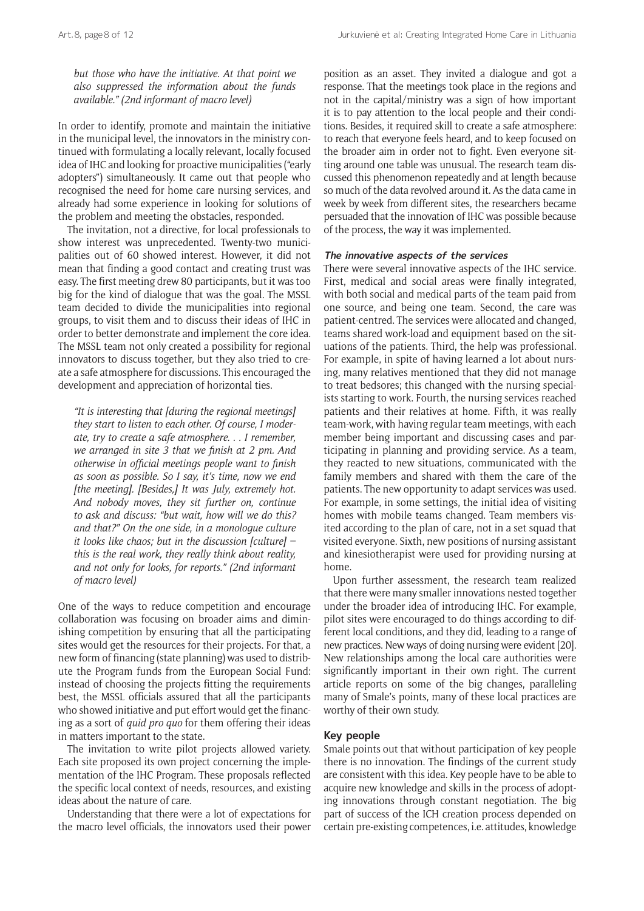*but those who have the initiative. At that point we also suppressed the information about the funds available." (2nd informant of macro level)*

In order to identify, promote and maintain the initiative in the municipal level, the innovators in the ministry continued with formulating a locally relevant, locally focused idea of IHC and looking for proactive municipalities ("early adopters") simultaneously. It came out that people who recognised the need for home care nursing services, and already had some experience in looking for solutions of the problem and meeting the obstacles, responded.

The invitation, not a directive, for local professionals to show interest was unprecedented. Twenty-two municipalities out of 60 showed interest. However, it did not mean that finding a good contact and creating trust was easy. The first meeting drew 80 participants, but it was too big for the kind of dialogue that was the goal. The MSSL team decided to divide the municipalities into regional groups, to visit them and to discuss their ideas of IHC in order to better demonstrate and implement the core idea. The MSSL team not only created a possibility for regional innovators to discuss together, but they also tried to create a safe atmosphere for discussions. This encouraged the development and appreciation of horizontal ties.

> *"It is interesting that [during the regional meetings] they start to listen to each other. Of course, I moderate, try to create a safe atmosphere. . . I remember, we arranged in site 3 that we finish at 2 pm. And otherwise in official meetings people want to finish as soon as possible. So I say, it's time, now we end [the meeting]. [Besides,] It was July, extremely hot. And nobody moves, they sit further on, continue to ask and discuss: "but wait, how will we do this? and that?" On the one side, in a monologue culture it looks like chaos; but in the discussion [culture] – this is the real work, they really think about reality, and not only for looks, for reports." (2nd informant of macro level)*

One of the ways to reduce competition and encourage collaboration was focusing on broader aims and diminishing competition by ensuring that all the participating sites would get the resources for their projects. For that, a new form of financing (state planning) was used to distribute the Program funds from the European Social Fund: instead of choosing the projects fitting the requirements best, the MSSL officials assured that all the participants who showed initiative and put effort would get the financing as a sort of *quid pro quo* for them offering their ideas in matters important to the state.

The invitation to write pilot projects allowed variety. Each site proposed its own project concerning the implementation of the IHC Program. These proposals reflected the specific local context of needs, resources, and existing ideas about the nature of care.

Understanding that there were a lot of expectations for the macro level officials, the innovators used their power position as an asset. They invited a dialogue and got a response. That the meetings took place in the regions and not in the capital/ministry was a sign of how important it is to pay attention to the local people and their conditions. Besides, it required skill to create a safe atmosphere: to reach that everyone feels heard, and to keep focused on the broader aim in order not to fight. Even everyone sitting around one table was unusual. The research team discussed this phenomenon repeatedly and at length because so much of the data revolved around it. As the data came in week by week from different sites, the researchers became persuaded that the innovation of IHC was possible because of the process, the way it was implemented.

#### The innovative aspects of the services

There were several innovative aspects of the IHC service. First, medical and social areas were finally integrated, with both social and medical parts of the team paid from one source, and being one team. Second, the care was patient-centred. The services were allocated and changed, teams shared work-load and equipment based on the situations of the patients. Third, the help was professional. For example, in spite of having learned a lot about nursing, many relatives mentioned that they did not manage to treat bedsores; this changed with the nursing specialists starting to work. Fourth, the nursing services reached patients and their relatives at home. Fifth, it was really team-work, with having regular team meetings, with each member being important and discussing cases and participating in planning and providing service. As a team, they reacted to new situations, communicated with the family members and shared with them the care of the patients. The new opportunity to adapt services was used. For example, in some settings, the initial idea of visiting homes with mobile teams changed. Team members visited according to the plan of care, not in a set squad that visited everyone. Sixth, new positions of nursing assistant and kinesiotherapist were used for providing nursing at home.

Upon further assessment, the research team realized that there were many smaller innovations nested together under the broader idea of introducing IHC. For example, pilot sites were encouraged to do things according to different local conditions, and they did, leading to a range of new practices. New ways of doing nursing were evident [20]. New relationships among the local care authorities were significantly important in their own right. The current article reports on some of the big changes, paralleling many of Smale's points, many of these local practices are worthy of their own study.

### Key people

Smale points out that without participation of key people there is no innovation. The findings of the current study are consistent with this idea. Key people have to be able to acquire new knowledge and skills in the process of adopting innovations through constant negotiation. The big part of success of the ICH creation process depended on certain pre-existing competences, i.e. attitudes, knowledge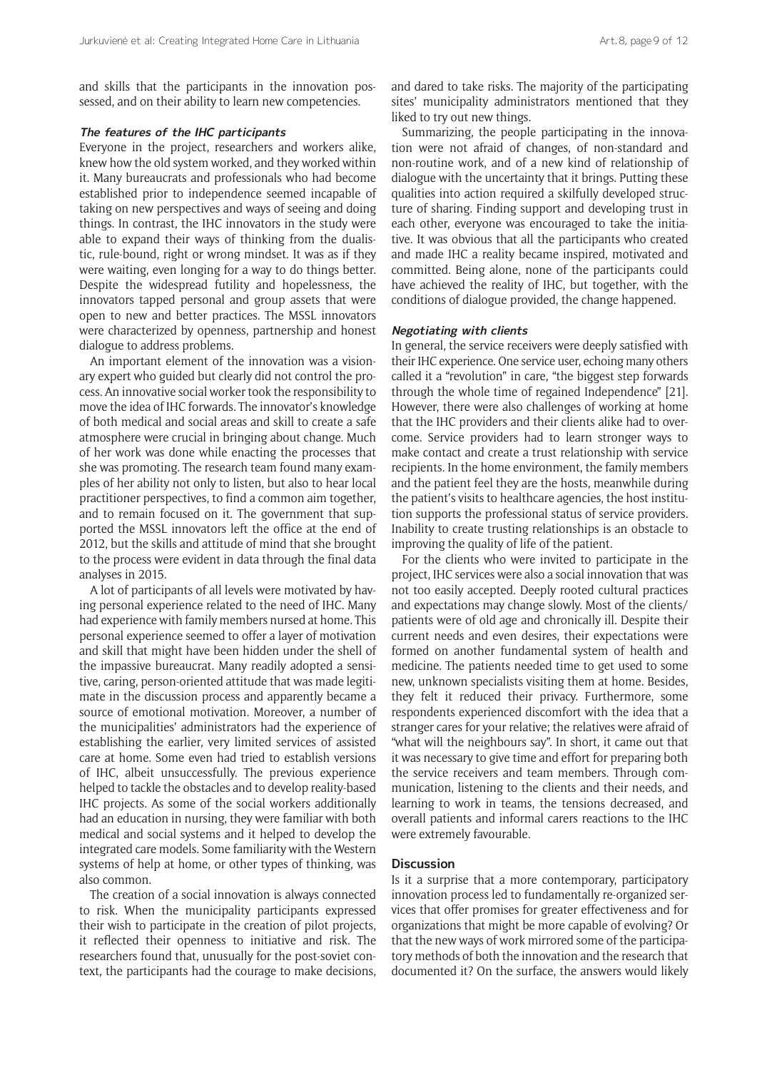and skills that the participants in the innovation possessed, and on their ability to learn new competencies.

#### *The features of the IHC participants*

Everyone in the project, researchers and workers alike, knew how the old system worked, and they worked within it. Many bureaucrats and professionals who had become established prior to independence seemed incapable of taking on new perspectives and ways of seeing and doing things. In contrast, the IHC innovators in the study were able to expand their ways of thinking from the dualistic, rule-bound, right or wrong mindset. It was as if they were waiting, even longing for a way to do things better. Despite the widespread futility and hopelessness, the innovators tapped personal and group assets that were open to new and better practices. The MSSL innovators were characterized by openness, partnership and honest dialogue to address problems.

An important element of the innovation was a visionary expert who guided but clearly did not control the process. An innovative social worker took the responsibility to move the idea of IHC forwards. The innovator's knowledge of both medical and social areas and skill to create a safe atmosphere were crucial in bringing about change. Much of her work was done while enacting the processes that she was promoting. The research team found many examples of her ability not only to listen, but also to hear local practitioner perspectives, to find a common aim together, and to remain focused on it. The government that supported the MSSL innovators left the office at the end of 2012, but the skills and attitude of mind that she brought to the process were evident in data through the final data analyses in 2015.

A lot of participants of all levels were motivated by having personal experience related to the need of IHC. Many had experience with family members nursed at home. This personal experience seemed to offer a layer of motivation and skill that might have been hidden under the shell of the impassive bureaucrat. Many readily adopted a sensitive, caring, person-oriented attitude that was made legitimate in the discussion process and apparently became a source of emotional motivation. Moreover, a number of the municipalities' administrators had the experience of establishing the earlier, very limited services of assisted care at home. Some even had tried to establish versions of IHC, albeit unsuccessfully. The previous experience helped to tackle the obstacles and to develop reality-based IHC projects. As some of the social workers additionally had an education in nursing, they were familiar with both medical and social systems and it helped to develop the integrated care models. Some familiarity with the Western systems of help at home, or other types of thinking, was also common.

The creation of a social innovation is always connected to risk. When the municipality participants expressed their wish to participate in the creation of pilot projects, it reflected their openness to initiative and risk. The researchers found that, unusually for the post-soviet context, the participants had the courage to make decisions, and dared to take risks. The majority of the participating sites' municipality administrators mentioned that they liked to try out new things.

Summarizing, the people participating in the innovation were not afraid of changes, of non-standard and non-routine work, and of a new kind of relationship of dialogue with the uncertainty that it brings. Putting these qualities into action required a skilfully developed structure of sharing. Finding support and developing trust in each other, everyone was encouraged to take the initiative. It was obvious that all the participants who created and made IHC a reality became inspired, motivated and committed. Being alone, none of the participants could have achieved the reality of IHC, but together, with the conditions of dialogue provided, the change happened.

#### *Negotiating with clients*

In general, the service receivers were deeply satisfied with their IHC experience. One service user, echoing many others called it a "revolution" in care, "the biggest step forwards through the whole time of regained Independence" [21]. However, there were also challenges of working at home that the IHC providers and their clients alike had to overcome. Service providers had to learn stronger ways to make contact and create a trust relationship with service recipients. In the home environment, the family members and the patient feel they are the hosts, meanwhile during the patient's visits to healthcare agencies, the host institution supports the professional status of service providers. Inability to create trusting relationships is an obstacle to improving the quality of life of the patient.

For the clients who were invited to participate in the project, IHC services were also a social innovation that was not too easily accepted. Deeply rooted cultural practices and expectations may change slowly. Most of the clients/patients were of old age and chronically ill. Despite their current needs and even desires, their expectations were formed on another fundamental system of health and medicine. The patients needed time to get used to some new, unknown specialists visiting them at home. Besides, they felt it reduced their privacy. Furthermore, some respondents experienced discomfort with the idea that a stranger cares for your relative; the relatives were afraid of "what will the neighbours say". In short, it came out that it was necessary to give time and effort for preparing both the service receivers and team members. Through communication, listening to the clients and their needs, and learning to work in teams, the tensions decreased, and overall patients and informal carers reactions to the IHC were extremely favourable.

### Discussion

Is it a surprise that a more contemporary, participatory innovation process led to fundamentally re-organized services that offer promises for greater effectiveness and for organizations that might be more capable of evolving? Or that the new ways of work mirrored some of the participatory methods of both the innovation and the research that documented it? On the surface, the answers would likely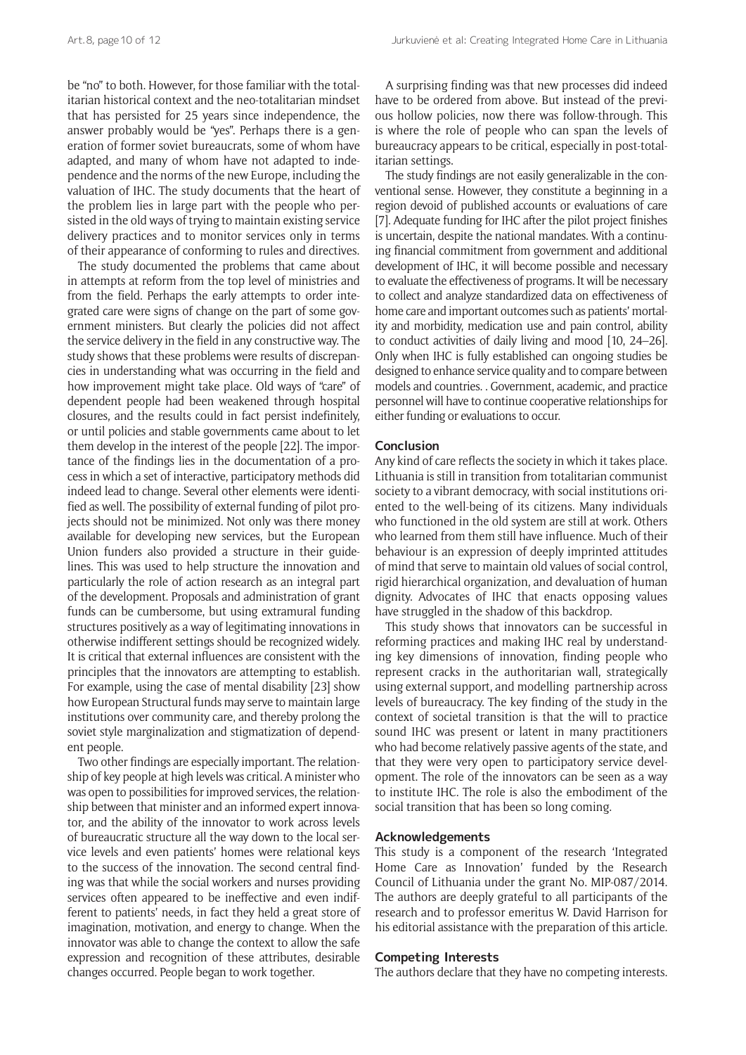be "no" to both. However, for those familiar with the totalitarian historical context and the neo-totalitarian mindset that has persisted for 25 years since independence, the answer probably would be "yes". Perhaps there is a generation of former soviet bureaucrats, some of whom have adapted, and many of whom have not adapted to independence and the norms of the new Europe, including the valuation of IHC. The study documents that the heart of the problem lies in large part with the people who persisted in the old ways of trying to maintain existing service delivery practices and to monitor services only in terms of their appearance of conforming to rules and directives.

The study documented the problems that came about in attempts at reform from the top level of ministries and from the field. Perhaps the early attempts to order integrated care were signs of change on the part of some government ministers. But clearly the policies did not affect the service delivery in the field in any constructive way. The study shows that these problems were results of discrepancies in understanding what was occurring in the field and how improvement might take place. Old ways of "care" of dependent people had been weakened through hospital closures, and the results could in fact persist indefinitely, or until policies and stable governments came about to let them develop in the interest of the people [22]. The importance of the findings lies in the documentation of a process in which a set of interactive, participatory methods did indeed lead to change. Several other elements were identified as well. The possibility of external funding of pilot projects should not be minimized. Not only was there money available for developing new services, but the European Union funders also provided a structure in their guidelines. This was used to help structure the innovation and particularly the role of action research as an integral part of the development. Proposals and administration of grant funds can be cumbersome, but using extramural funding structures positively as a way of legitimating innovations in otherwise indifferent settings should be recognized widely. It is critical that external influences are consistent with the principles that the innovators are attempting to establish. For example, using the case of mental disability [23] show how European Structural funds may serve to maintain large institutions over community care, and thereby prolong the soviet style marginalization and stigmatization of dependent people.

Two other findings are especially important. The relationship of key people at high levels was critical. A minister who was open to possibilities for improved services, the relationship between that minister and an informed expert innovator, and the ability of the innovator to work across levels of bureaucratic structure all the way down to the local service levels and even patients' homes were relational keys to the success of the innovation. The second central finding was that while the social workers and nurses providing services often appeared to be ineffective and even indifferent to patients' needs, in fact they held a great store of imagination, motivation, and energy to change. When the innovator was able to change the context to allow the safe expression and recognition of these attributes, desirable changes occurred. People began to work together.

A surprising finding was that new processes did indeed have to be ordered from above. But instead of the previous hollow policies, now there was follow-through. This is where the role of people who can span the levels of bureaucracy appears to be critical, especially in post-totalitarian settings.

The study findings are not easily generalizable in the conventional sense. However, they constitute a beginning in a region devoid of published accounts or evaluations of care [7]. Adequate funding for IHC after the pilot project finishes is uncertain, despite the national mandates. With a continuing financial commitment from government and additional development of IHC, it will become possible and necessary to evaluate the effectiveness of programs. It will be necessary to collect and analyze standardized data on effectiveness of home care and important outcomes such as patients' mortality and morbidity, medication use and pain control, ability to conduct activities of daily living and mood [10, 24–26]. Only when IHC is fully established can ongoing studies be designed to enhance service quality and to compare between models and countries. . Government, academic, and practice personnel will have to continue cooperative relationships for either funding or evaluations to occur.

## Conclusion

Any kind of care reflects the society in which it takes place. Lithuania is still in transition from totalitarian communist society to a vibrant democracy, with social institutions oriented to the well-being of its citizens. Many individuals who functioned in the old system are still at work. Others who learned from them still have influence. Much of their behaviour is an expression of deeply imprinted attitudes of mind that serve to maintain old values of social control, rigid hierarchical organization, and devaluation of human dignity. Advocates of IHC that enacts opposing values have struggled in the shadow of this backdrop.

This study shows that innovators can be successful in reforming practices and making IHC real by understanding key dimensions of innovation, finding people who represent cracks in the authoritarian wall, strategically using external support, and modelling partnership across levels of bureaucracy. The key finding of the study in the context of societal transition is that the will to practice sound IHC was present or latent in many practitioners who had become relatively passive agents of the state, and that they were very open to participatory service development. The role of the innovators can be seen as a way to institute IHC. The role is also the embodiment of the social transition that has been so long coming.

## Acknowledgements

This study is a component of the research 'Integrated Home Care as Innovation' funded by the Research Council of Lithuania under the grant No. MIP-087/2014. The authors are deeply grateful to all participants of the research and to professor emeritus W. David Harrison for his editorial assistance with the preparation of this article.

## Competing Interests

The authors declare that they have no competing interests.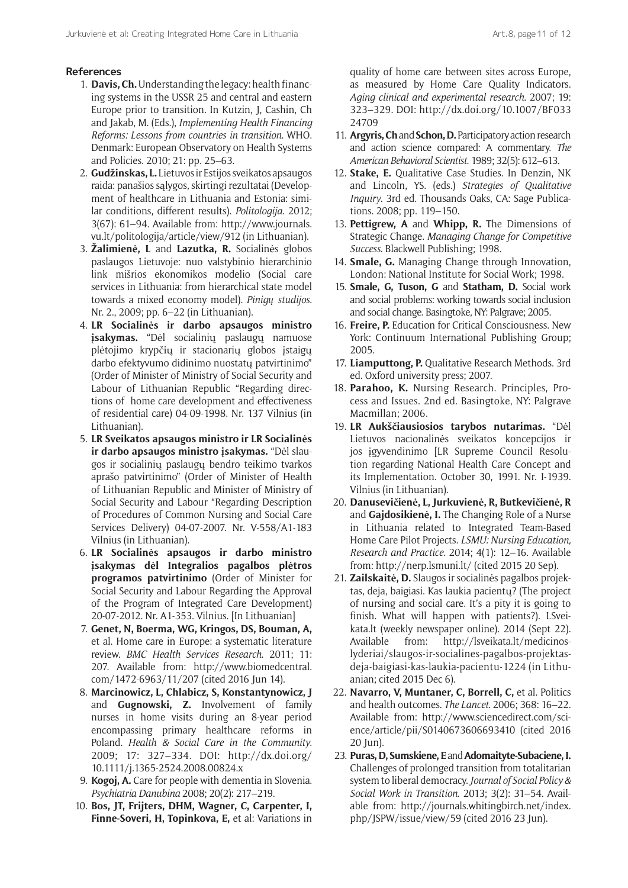## References

1. **Davis, Ch.** Understanding the legacy: health financing systems in the USSR 25 and central and eastern Europe prior to transition. In Kutzin, J, Cashin, Ch and Jakab, M. (Eds.), *Implementing Health Financing Reforms: Lessons from countries in transition*. WHO. Denmark: European Observatory on Health Systems and Policies. 2010; 21: pp. 25–63.
2. **Gudžinskas, L.** Lietuvos ir Estijos sveikatos apsaugos raida: panašios sąlygos, skirtingi rezultatai (Development of healthcare in Lithuania and Estonia: similar conditions, different results). *Politologija*. 2012; 3(67): 61–94. Available from: http://www.journals.vu.lt/politologija/article/view/912 (in Lithuanian).
3. **Žalimienė, L** and **Lazutka, R.** Socialinės globos paslaugos Lietuvoje: nuo valstybinio hierarchinio link mišrios ekonomikos modelio (Social care services in Lithuania: from hierarchical state model towards a mixed economy model). *Pinigų studijos*. Nr. 2., 2009; pp. 6–22 (in Lithuanian).
4. **LR Socialinės ir darbo apsaugos ministro įsakymas.** "Dėl socialinių paslaugų namuose plėtojimo krypčių ir stacionarių globos įstaigų darbo efektyvumo didinimo nuostatų patvirtinimo" (Order of Minister of Ministry of Social Security and Labour of Lithuanian Republic "Regarding directions of home care development and effectiveness of residential care) 04-09-1998. Nr. 137 Vilnius (in Lithuanian).
5. **LR Sveikatos apsaugos ministro ir LR Socialinės ir darbo apsaugos ministro įsakymas.** "Dėl slaugos ir socialinių paslaugų bendro teikimo tvarkos aprašo patvirtinimo" (Order of Minister of Health of Lithuanian Republic and Minister of Ministry of Social Security and Labour "Regarding Description of Procedures of Common Nursing and Social Care Services Delivery) 04-07-2007. Nr. V-558/A1-183 Vilnius (in Lithuanian).
6. **LR Socialinės apsaugos ir darbo ministro įsakymas dėl Integralios pagalbos plėtros programos patvirtinimo** (Order of Minister for Social Security and Labour Regarding the Approval of the Program of Integrated Care Development) 20-07-2012. Nr. A1-353. Vilnius. [In Lithuanian]
7. **Genet, N, Boerma, WG, Kringos, DS, Bouman, A,** et al. Home care in Europe: a systematic literature review. *BMC Health Services Research*. 2011; 11: 207. Available from: http://www.biomedcentral.com/1472-6963/11/207 (cited 2016 Jun 14).
8. **Marcinowicz, L, Chlabicz, S, Konstantynowicz, J** and **Gugnowski, Z.** Involvement of family nurses in home visits during an 8-year period encompassing primary healthcare reforms in Poland. *Health & Social Care in the Community*. 2009; 17: 327–334. DOI: http://dx.doi.org/10.1111/j.1365-2524.2008.00824.x
9. **Kogoj, A.** Care for people with dementia in Slovenia. *Psychiatria Danubina* 2008; 20(2): 217–219.
10. **Bos, JT, Frijters, DHM, Wagner, C, Carpenter, I, Finne-Soveri, H, Topinkova, E,** et al: Variations in quality of home care between sites across Europe, as measured by Home Care Quality Indicators. *Aging clinical and experimental research*. 2007; 19: 323–329. DOI: http://dx.doi.org/10.1007/BF03324709
11. **Argyris, Ch** and **Schon, D.** Participatory action research and action science compared: A commentary. *The American Behavioral Scientist*. 1989; 32(5): 612–613.
12. **Stake, E.** Qualitative Case Studies. In Denzin, NK and Lincoln, YS. (eds.) *Strategies of Qualitative Inquiry*. 3rd ed. Thousands Oaks, CA: Sage Publications. 2008; pp. 119–150.
13. **Pettigrew, A** and **Whipp, R.** The Dimensions of Strategic Change. *Managing Change for Competitive Success*. Blackwell Publishing; 1998.
14. **Smale, G.** Managing Change through Innovation, London: National Institute for Social Work; 1998.
15. **Smale, G, Tuson, G** and **Statham, D.** Social work and social problems: working towards social inclusion and social change. Basingtoke, NY: Palgrave; 2005.
16. **Freire, P.** Education for Critical Consciousness. New York: Continuum International Publishing Group; 2005.
17. **Liamputtong, P.** Qualitative Research Methods. 3rd ed. Oxford university press; 2007.
18. **Parahoo, K.** Nursing Research. Principles, Process and Issues. 2nd ed. Basingtoke, NY: Palgrave Macmillan; 2006.
19. **LR Aukščiausiosios tarybos nutarimas.** "Dėl Lietuvos nacionalinės sveikatos koncepcijos ir jos įgyvendinimo [LR Supreme Council Resolution regarding National Health Care Concept and its Implementation. October 30, 1991. Nr. I-1939. Vilnius (in Lithuanian).
20. **Danusevičienė, L, Jurkuvienė, R, Butkevičienė, R** and **Gajdosikienė, I.** The Changing Role of a Nurse in Lithuania related to Integrated Team-Based Home Care Pilot Projects. *LSMU: Nursing Education, Research and Practice*. 2014; 4(1): 12–16. Available from: http://nerp.lsmuni.lt/ (cited 2015 20 Sep).
21. **Zailskaitė, D.** Slaugos ir socialinės pagalbos projektas, deja, baigiasi. Kas laukia pacientų? (The project of nursing and social care. It's a pity it is going to finish. What will happen with patients?). LSveikata.lt (weekly newspaper online). 2014 (Sept 22). Available from: http://lsveikata.lt/medicinos-lyderiai/slaugos-ir-socialines-pagalbos-projektas-deja-baigiasi-kas-laukia-pacientu-1224 (in Lithuanian; cited 2015 Dec 6).
22. **Navarro, V, Muntaner, C, Borrell, C,** et al. Politics and health outcomes. *The Lancet*. 2006; 368: 16–22. Available from: http://www.sciencedirect.com/science/article/pii/S0140673606693410 (cited 2016 20 Jun).
23. **Puras, D, Sumskiene, E** and **Adomaityte-Subaciene, I.** Challenges of prolonged transition from totalitarian system to liberal democracy. *Journal of Social Policy & Social Work in Transition*. 2013; 3(2): 31–54. Available from: http://journals.whitingbirch.net/index.php/JSPW/issue/view/59 (cited 2016 23 Jun).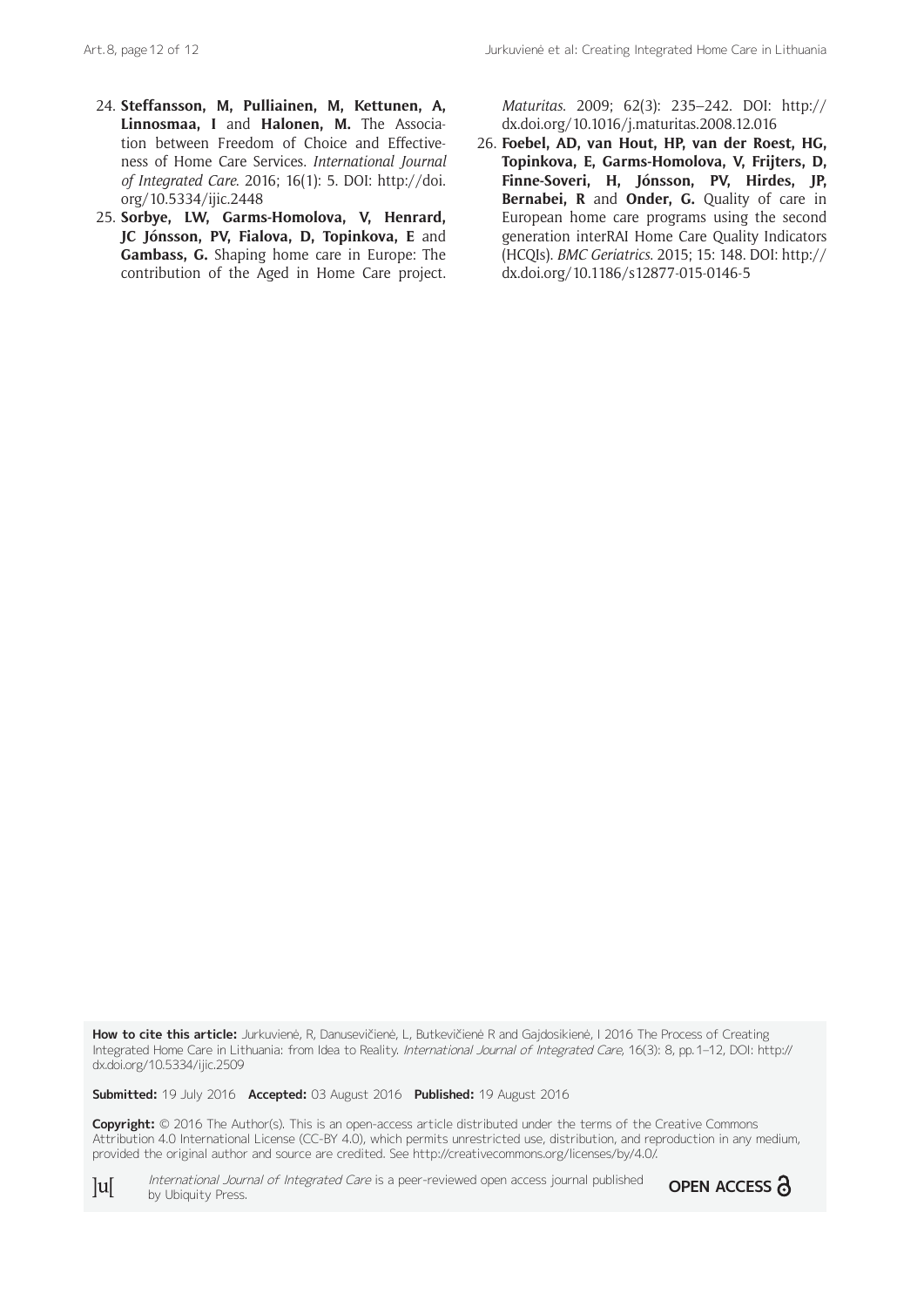24. **Steffansson, M, Pulliainen, M, Kettunen, A, Linnosmaa, I** and **Halonen, M.** The Association between Freedom of Choice and Effectiveness of Home Care Services. *International Journal of Integrated Care*. 2016; 16(1): 5. DOI: http://doi.org/10.5334/ijic.2448
25. **Sorbye, LW, Garms-Homolova, V, Henrard, JC Jónsson, PV, Fialova, D, Topinkova, E** and **Gambass, G.** Shaping home care in Europe: The contribution of the Aged in Home Care project. *Maturitas*. 2009; 62(3): 235–242. DOI: http://dx.doi.org/10.1016/j.maturitas.2008.12.016
26. **Foebel, AD, van Hout, HP, van der Roest, HG, Topinkova, E, Garms-Homolova, V, Frijters, D, Finne-Soveri, H, Jónsson, PV, Hirdes, JP, Bernabei, R** and **Onder, G.** Quality of care in European home care programs using the second generation interRAI Home Care Quality Indicators (HCQIs). *BMC Geriatrics*. 2015; 15: 148. DOI: http://dx.doi.org/10.1186/s12877-015-0146-5

**How to cite this article:** Jurkuvienė, R, Danusevičienė, L, Butkevičienė R and Gajdosikienė, I 2016 The Process of Creating Integrated Home Care in Lithuania: from Idea to Reality. *International Journal of Integrated Care*, 16(3): 8, pp. 1–12, DOI: http://dx.doi.org/10.5334/ijic.2509

**Submitted:** 19 July 2016 **Accepted:** 03 August 2016 **Published:** 19 August 2016

**Copyright:** © 2016 The Author(s). This is an open-access article distributed under the terms of the Creative Commons Attribution 4.0 International License (CC-BY 4.0), which permits unrestricted use, distribution, and reproduction in any medium, provided the original author and source are credited. See http://creativecommons.org/licenses/by/4.0/.

*International Journal of Integrated Care* is a peer-reviewed open access journal published by Ubiquity Press.

**OPEN ACCESS**